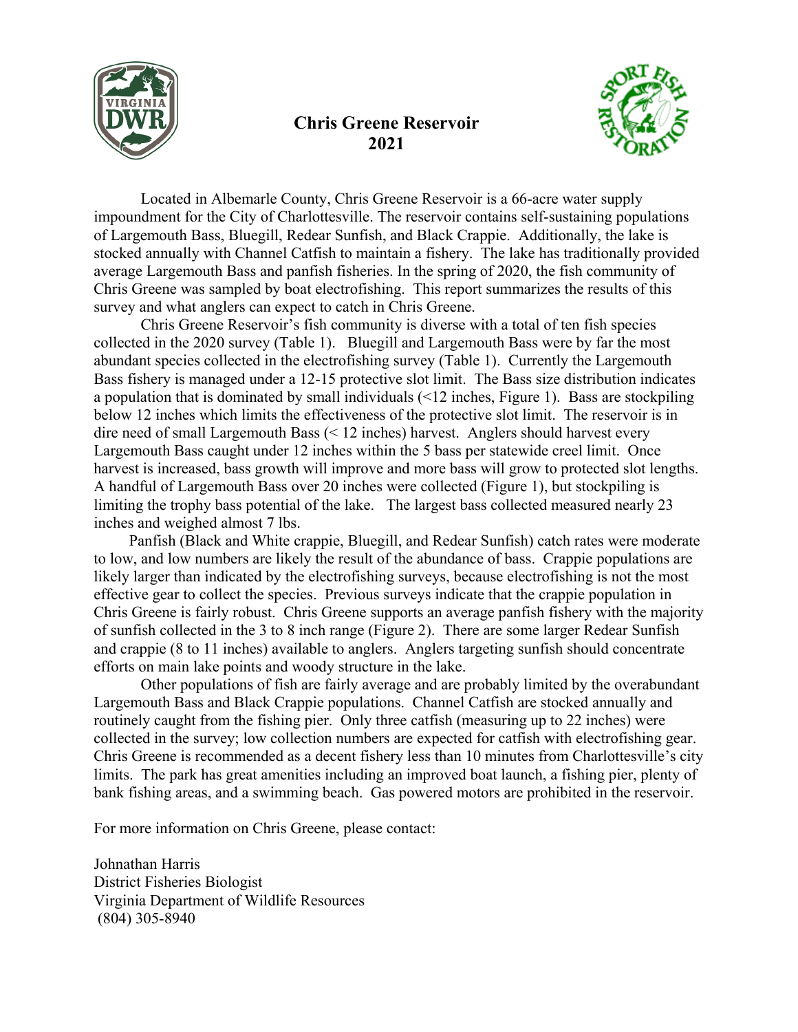# Chris Greene Reservoir 2021

Located in Albemarle County, Chris Greene Reservoir is a 66-acre water supply impoundment for the City of Charlottesville. The reservoir contains self-sustaining populations of Largemouth Bass, Bluegill, Redear Sunfish, and Black Crappie. Additionally, the lake is stocked annually with Channel Catfish to maintain a fishery. The lake has traditionally provided average Largemouth Bass and panfish fisheries. In the spring of 2020, the fish community of Chris Greene was sampled by boat electrofishing. This report summarizes the results of this survey and what anglers can expect to catch in Chris Greene.

Chris Greene Reservoir's fish community is diverse with a total of ten fish species collected in the 2020 survey (Table 1). Bluegill and Largemouth Bass were by far the most abundant species collected in the electrofishing survey (Table 1). Currently the Largemouth Bass fishery is managed under a 12-15 protective slot limit. The Bass size distribution indicates a population that is dominated by small individuals (<12 inches, Figure 1). Bass are stockpiling below 12 inches which limits the effectiveness of the protective slot limit. The reservoir is in dire need of small Largemouth Bass (< 12 inches) harvest. Anglers should harvest every Largemouth Bass caught under 12 inches within the 5 bass per statewide creel limit. Once harvest is increased, bass growth will improve and more bass will grow to protected slot lengths. A handful of Largemouth Bass over 20 inches were collected (Figure 1), but stockpiling is limiting the trophy bass potential of the lake. The largest bass collected measured nearly 23 inches and weighed almost 7 lbs.

Panfish (Black and White crappie, Bluegill, and Redear Sunfish) catch rates were moderate to low, and low numbers are likely the result of the abundance of bass. Crappie populations are likely larger than indicated by the electrofishing surveys, because electrofishing is not the most effective gear to collect the species. Previous surveys indicate that the crappie population in Chris Greene is fairly robust. Chris Greene supports an average panfish fishery with the majority of sunfish collected in the 3 to 8 inch range (Figure 2). There are some larger Redear Sunfish and crappie (8 to 11 inches) available to anglers. Anglers targeting sunfish should concentrate efforts on main lake points and woody structure in the lake.

Other populations of fish are fairly average and are probably limited by the overabundant Largemouth Bass and Black Crappie populations. Channel Catfish are stocked annually and routinely caught from the fishing pier. Only three catfish (measuring up to 22 inches) were collected in the survey; low collection numbers are expected for catfish with electrofishing gear. Chris Greene is recommended as a decent fishery less than 10 minutes from Charlottesville's city limits. The park has great amenities including an improved boat launch, a fishing pier, plenty of bank fishing areas, and a swimming beach. Gas powered motors are prohibited in the reservoir.

For more information on Chris Greene, please contact:

Johnathan Harris
District Fisheries Biologist
Virginia Department of Wildlife Resources
(804) 305-8940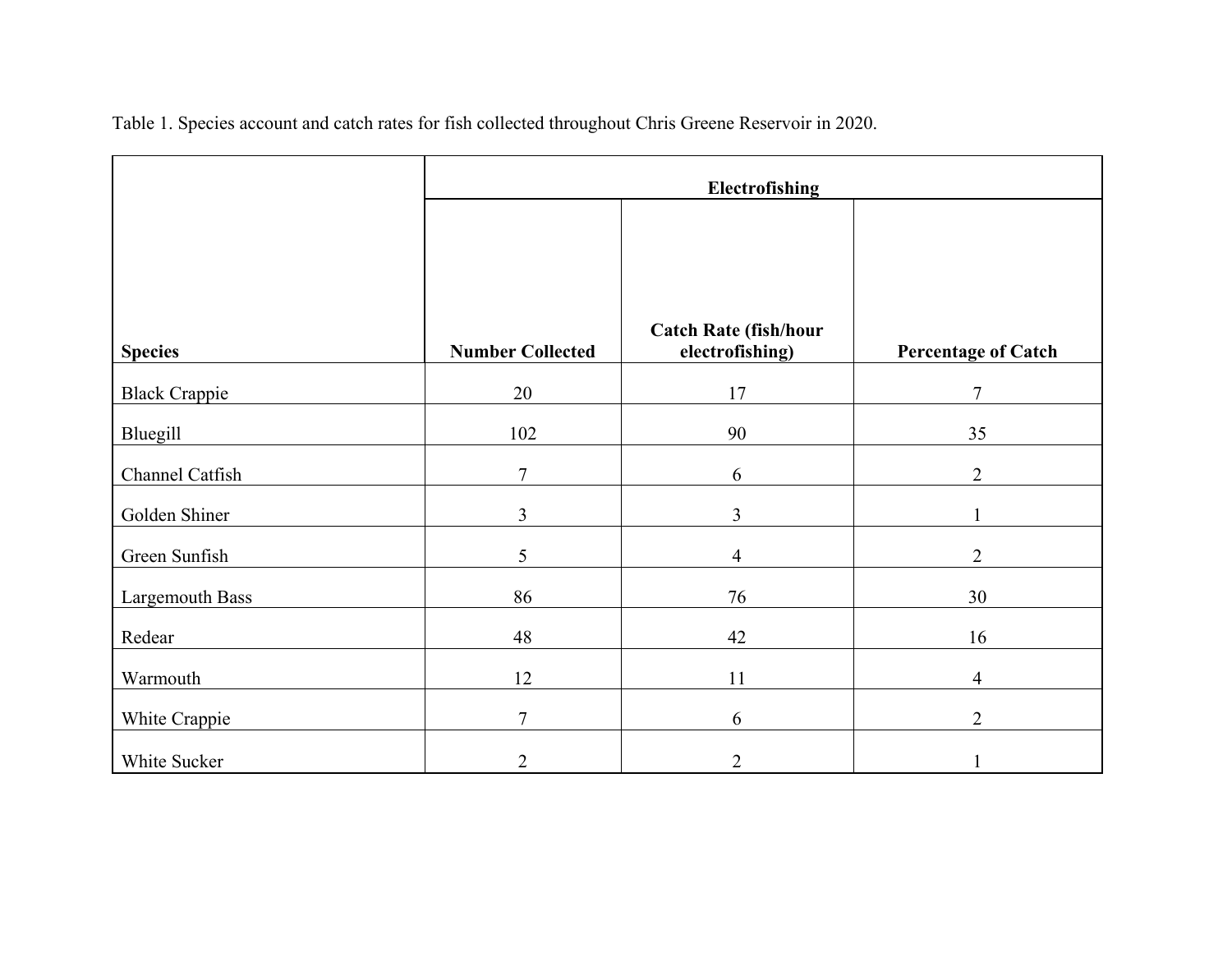Table 1. Species account and catch rates for fish collected throughout Chris Greene Reservoir in 2020.

| | Electrofishing | | |
|---|---|---|---|
| **Species** | **Number Collected** | **Catch Rate (fish/hour electrofishing)** | **Percentage of Catch** |
| Black Crappie | 20 | 17 | 7 |
| Bluegill | 102 | 90 | 35 |
| Channel Catfish | 7 | 6 | 2 |
| Golden Shiner | 3 | 3 | 1 |
| Green Sunfish | 5 | 4 | 2 |
| Largemouth Bass | 86 | 76 | 30 |
| Redear | 48 | 42 | 16 |
| Warmouth | 12 | 11 | 4 |
| White Crappie | 7 | 6 | 2 |
| White Sucker | 2 | 2 | 1 |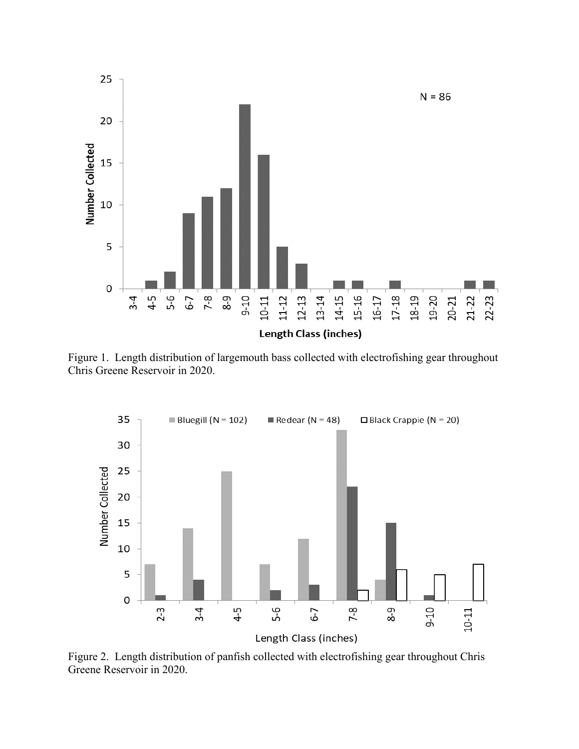25
20
15
10
5
0

Number Collected

N = 86

3-4 4-5 5-6 6-7 7-8 8-9 9-10 10-11 11-12 12-13 13-14 14-15 15-16 16-17 17-18 18-19 19-20 20-21 21-22 22-23

Length Class (inches)

Figure 1. Length distribution of largemouth bass collected with electrofishing gear throughout Chris Greene Reservoir in 2020.

35
30
25
20
15
10
5
0

Number Collected

Bluegill (N = 102) Redear (N = 48) Black Crappie (N = 20)

2-3 3-4 4-5 5-6 6-7 7-8 8-9 9-10 10-11

Length Class (inches)

Figure 2. Length distribution of panfish collected with electrofishing gear throughout Chris Greene Reservoir in 2020.